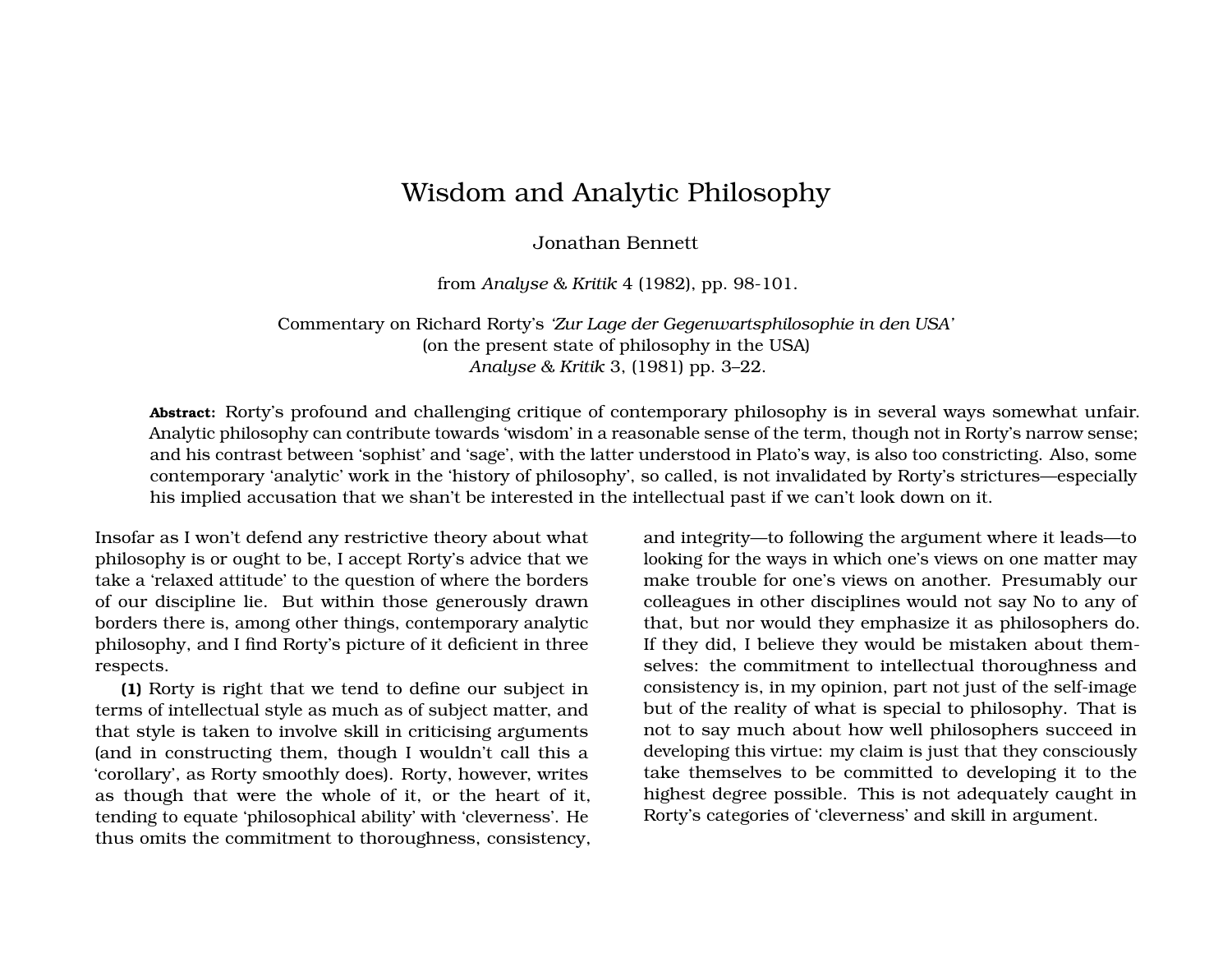# Wisdom and Analytic Philosophy

Jonathan Bennett

from *Analyse & Kritik* 4 (1982), pp. 98-101.

Commentary on Richard Rorty's *'Zur Lage der Gegenwartsphilosophie in den USA'*
(on the present state of philosophy in the USA)
*Analyse & Kritik* 3, (1981) pp. 3–22.

**Abstract:** Rorty's profound and challenging critique of contemporary philosophy is in several ways somewhat unfair. Analytic philosophy can contribute towards 'wisdom' in a reasonable sense of the term, though not in Rorty's narrow sense; and his contrast between 'sophist' and 'sage', with the latter understood in Plato's way, is also too constricting. Also, some contemporary 'analytic' work in the 'history of philosophy', so called, is not invalidated by Rorty's strictures—especially his implied accusation that we shan't be interested in the intellectual past if we can't look down on it.

Insofar as I won't defend any restrictive theory about what philosophy is or ought to be, I accept Rorty's advice that we take a 'relaxed attitude' to the question of where the borders of our discipline lie. But within those generously drawn borders there is, among other things, contemporary analytic philosophy, and I find Rorty's picture of it deficient in three respects.

**(1)** Rorty is right that we tend to define our subject in terms of intellectual style as much as of subject matter, and that style is taken to involve skill in criticising arguments (and in constructing them, though I wouldn't call this a 'corollary', as Rorty smoothly does). Rorty, however, writes as though that were the whole of it, or the heart of it, tending to equate 'philosophical ability' with 'cleverness'. He thus omits the commitment to thoroughness, consistency, and integrity—to following the argument where it leads—to looking for the ways in which one's views on one matter may make trouble for one's views on another. Presumably our colleagues in other disciplines would not say No to any of that, but nor would they emphasize it as philosophers do. If they did, I believe they would be mistaken about themselves: the commitment to intellectual thoroughness and consistency is, in my opinion, part not just of the self-image but of the reality of what is special to philosophy. That is not to say much about how well philosophers succeed in developing this virtue: my claim is just that they consciously take themselves to be committed to developing it to the highest degree possible. This is not adequately caught in Rorty's categories of 'cleverness' and skill in argument.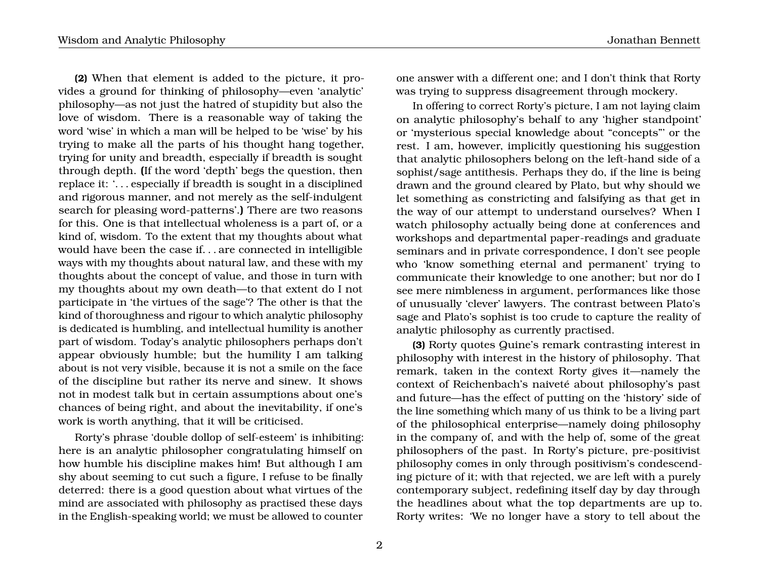**(2)** When that element is added to the picture, it provides a ground for thinking of philosophy—even 'analytic' philosophy—as not just the hatred of stupidity but also the love of wisdom. There is a reasonable way of taking the word 'wise' in which a man will be helped to be 'wise' by his trying to make all the parts of his thought hang together, trying for unity and breadth, especially if breadth is sought through depth. **(**If the word 'depth' begs the question, then replace it: '. . . especially if breadth is sought in a disciplined and rigorous manner, and not merely as the self-indulgent search for pleasing word-patterns'.**)** There are two reasons for this. One is that intellectual wholeness is a part of, or a kind of, wisdom. To the extent that my thoughts about what would have been the case if. . . are connected in intelligible ways with my thoughts about natural law, and these with my thoughts about the concept of value, and those in turn with my thoughts about my own death—to that extent do I not participate in 'the virtues of the sage'? The other is that the kind of thoroughness and rigour to which analytic philosophy is dedicated is humbling, and intellectual humility is another part of wisdom. Today's analytic philosophers perhaps don't appear obviously humble; but the humility I am talking about is not very visible, because it is not a smile on the face of the discipline but rather its nerve and sinew. It shows not in modest talk but in certain assumptions about one's chances of being right, and about the inevitability, if one's work is worth anything, that it will be criticised.

Rorty's phrase 'double dollop of self-esteem' is inhibiting: here is an analytic philosopher congratulating himself on how humble his discipline makes him! But although I am shy about seeming to cut such a figure, I refuse to be finally deterred: there is a good question about what virtues of the mind are associated with philosophy as practised these days in the English-speaking world; we must be allowed to counter one answer with a different one; and I don't think that Rorty was trying to suppress disagreement through mockery.

In offering to correct Rorty's picture, I am not laying claim on analytic philosophy's behalf to any 'higher standpoint' or 'mysterious special knowledge about "concepts"' or the rest. I am, however, implicitly questioning his suggestion that analytic philosophers belong on the left-hand side of a sophist/sage antithesis. Perhaps they do, if the line is being drawn and the ground cleared by Plato, but why should we let something as constricting and falsifying as that get in the way of our attempt to understand ourselves? When I watch philosophy actually being done at conferences and workshops and departmental paper-readings and graduate seminars and in private correspondence, I don't see people who 'know something eternal and permanent' trying to communicate their knowledge to one another; but nor do I see mere nimbleness in argument, performances like those of unusually 'clever' lawyers. The contrast between Plato's sage and Plato's sophist is too crude to capture the reality of analytic philosophy as currently practised.

**(3)** Rorty quotes Quine's remark contrasting interest in philosophy with interest in the history of philosophy. That remark, taken in the context Rorty gives it—namely the context of Reichenbach's naiveté about philosophy's past and future—has the effect of putting on the 'history' side of the line something which many of us think to be a living part of the philosophical enterprise—namely doing philosophy in the company of, and with the help of, some of the great philosophers of the past. In Rorty's picture, pre-positivist philosophy comes in only through positivism's condescending picture of it; with that rejected, we are left with a purely contemporary subject, redefining itself day by day through the headlines about what the top departments are up to. Rorty writes: 'We no longer have a story to tell about the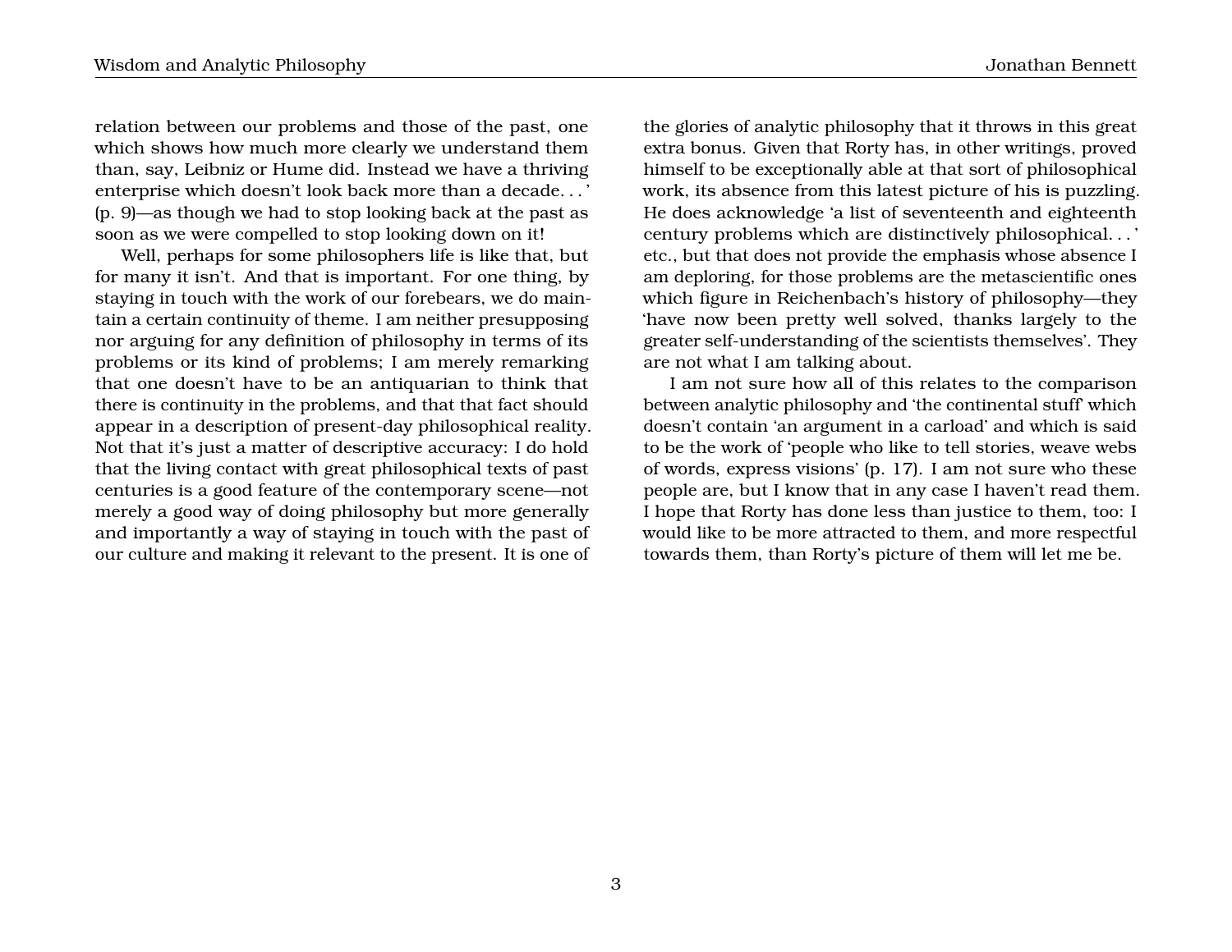relation between our problems and those of the past, one which shows how much more clearly we understand them than, say, Leibniz or Hume did. Instead we have a thriving enterprise which doesn't look back more than a decade. . . ' (p. 9)—as though we had to stop looking back at the past as soon as we were compelled to stop looking down on it!

Well, perhaps for some philosophers life is like that, but for many it isn't. And that is important. For one thing, by staying in touch with the work of our forebears, we do maintain a certain continuity of theme. I am neither presupposing nor arguing for any definition of philosophy in terms of its problems or its kind of problems; I am merely remarking that one doesn't have to be an antiquarian to think that there is continuity in the problems, and that that fact should appear in a description of present-day philosophical reality. Not that it's just a matter of descriptive accuracy: I do hold that the living contact with great philosophical texts of past centuries is a good feature of the contemporary scene—not merely a good way of doing philosophy but more generally and importantly a way of staying in touch with the past of our culture and making it relevant to the present. It is one of the glories of analytic philosophy that it throws in this great extra bonus. Given that Rorty has, in other writings, proved himself to be exceptionally able at that sort of philosophical work, its absence from this latest picture of his is puzzling. He does acknowledge 'a list of seventeenth and eighteenth century problems which are distinctively philosophical. . . ' etc., but that does not provide the emphasis whose absence I am deploring, for those problems are the metascientific ones which figure in Reichenbach's history of philosophy—they 'have now been pretty well solved, thanks largely to the greater self-understanding of the scientists themselves'. They are not what I am talking about.

I am not sure how all of this relates to the comparison between analytic philosophy and 'the continental stuff' which doesn't contain 'an argument in a carload' and which is said to be the work of 'people who like to tell stories, weave webs of words, express visions' (p. 17). I am not sure who these people are, but I know that in any case I haven't read them. I hope that Rorty has done less than justice to them, too: I would like to be more attracted to them, and more respectful towards them, than Rorty's picture of them will let me be.